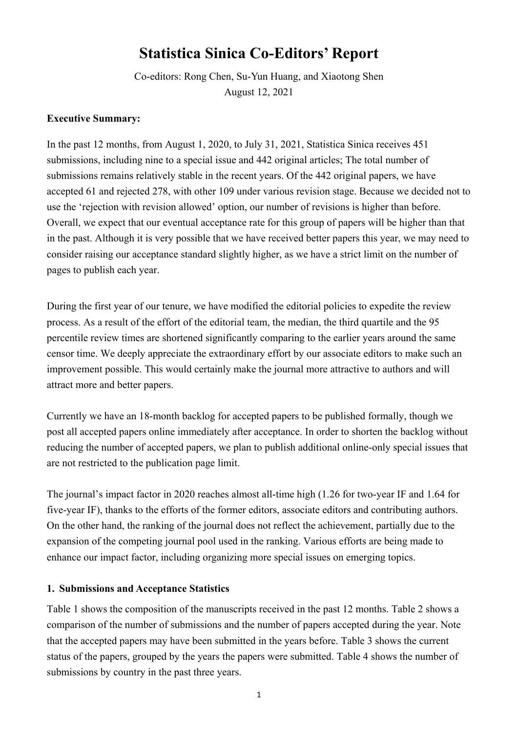# Statistica Sinica Co-Editors' Report

Co-editors: Rong Chen, Su-Yun Huang, and Xiaotong Shen

August 12, 2021

**Executive Summary:**

In the past 12 months, from August 1, 2020, to July 31, 2021, Statistica Sinica receives 451 submissions, including nine to a special issue and 442 original articles; The total number of submissions remains relatively stable in the recent years. Of the 442 original papers, we have accepted 61 and rejected 278, with other 109 under various revision stage. Because we decided not to use the 'rejection with revision allowed' option, our number of revisions is higher than before. Overall, we expect that our eventual acceptance rate for this group of papers will be higher than that in the past. Although it is very possible that we have received better papers this year, we may need to consider raising our acceptance standard slightly higher, as we have a strict limit on the number of pages to publish each year.

During the first year of our tenure, we have modified the editorial policies to expedite the review process. As a result of the effort of the editorial team, the median, the third quartile and the 95 percentile review times are shortened significantly comparing to the earlier years around the same censor time. We deeply appreciate the extraordinary effort by our associate editors to make such an improvement possible. This would certainly make the journal more attractive to authors and will attract more and better papers.

Currently we have an 18-month backlog for accepted papers to be published formally, though we post all accepted papers online immediately after acceptance. In order to shorten the backlog without reducing the number of accepted papers, we plan to publish additional online-only special issues that are not restricted to the publication page limit.

The journal's impact factor in 2020 reaches almost all-time high (1.26 for two-year IF and 1.64 for five-year IF), thanks to the efforts of the former editors, associate editors and contributing authors. On the other hand, the ranking of the journal does not reflect the achievement, partially due to the expansion of the competing journal pool used in the ranking. Various efforts are being made to enhance our impact factor, including organizing more special issues on emerging topics.

## 1. Submissions and Acceptance Statistics

Table 1 shows the composition of the manuscripts received in the past 12 months. Table 2 shows a comparison of the number of submissions and the number of papers accepted during the year. Note that the accepted papers may have been submitted in the years before. Table 3 shows the current status of the papers, grouped by the years the papers were submitted. Table 4 shows the number of submissions by country in the past three years.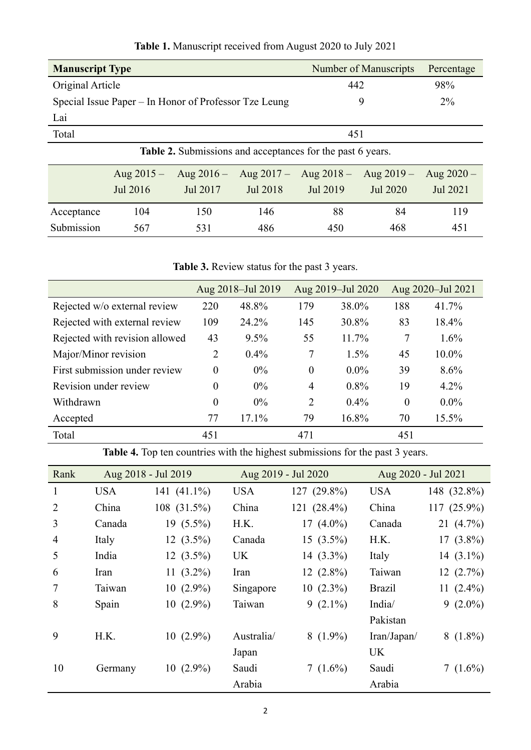**Table 1.** Manuscript received from August 2020 to July 2021

| Manuscript Type | Number of Manuscripts | Percentage |
|---|---|---|
| Original Article | 442 | 98% |
| Special Issue Paper – In Honor of Professor Tze Leung Lai | 9 | 2% |
| Total | 451 | |

**Table 2.** Submissions and acceptances for the past 6 years.

| | Aug 2015 – Jul 2016 | Aug 2016 – Jul 2017 | Aug 2017 – Jul 2018 | Aug 2018 – Jul 2019 | Aug 2019 – Jul 2020 | Aug 2020 – Jul 2021 |
|---|---|---|---|---|---|---|
| Acceptance | 104 | 150 | 146 | 88 | 84 | 119 |
| Submission | 567 | 531 | 486 | 450 | 468 | 451 |

**Table 3.** Review status for the past 3 years.

| | Aug 2018–Jul 2019 | | Aug 2019–Jul 2020 | | Aug 2020–Jul 2021 | |
|---|---|---|---|---|---|---|
| Rejected w/o external review | 220 | 48.8% | 179 | 38.0% | 188 | 41.7% |
| Rejected with external review | 109 | 24.2% | 145 | 30.8% | 83 | 18.4% |
| Rejected with revision allowed | 43 | 9.5% | 55 | 11.7% | 7 | 1.6% |
| Major/Minor revision | 2 | 0.4% | 7 | 1.5% | 45 | 10.0% |
| First submission under review | 0 | 0% | 0 | 0.0% | 39 | 8.6% |
| Revision under review | 0 | 0% | 4 | 0.8% | 19 | 4.2% |
| Withdrawn | 0 | 0% | 2 | 0.4% | 0 | 0.0% |
| Accepted | 77 | 17.1% | 79 | 16.8% | 70 | 15.5% |
| Total | 451 | | 471 | | 451 | |

**Table 4.** Top ten countries with the highest submissions for the past 3 years.

| Rank | Aug 2018 - Jul 2019 | | Aug 2019 - Jul 2020 | | Aug 2020 - Jul 2021 | |
|---|---|---|---|---|---|---|
| 1 | USA | 141 (41.1%) | USA | 127 (29.8%) | USA | 148 (32.8%) |
| 2 | China | 108 (31.5%) | China | 121 (28.4%) | China | 117 (25.9%) |
| 3 | Canada | 19 (5.5%) | H.K. | 17 (4.0%) | Canada | 21 (4.7%) |
| 4 | Italy | 12 (3.5%) | Canada | 15 (3.5%) | H.K. | 17 (3.8%) |
| 5 | India | 12 (3.5%) | UK | 14 (3.3%) | Italy | 14 (3.1%) |
| 6 | Iran | 11 (3.2%) | Iran | 12 (2.8%) | Taiwan | 12 (2.7%) |
| 7 | Taiwan | 10 (2.9%) | Singapore | 10 (2.3%) | Brazil | 11 (2.4%) |
| 8 | Spain | 10 (2.9%) | Taiwan | 9 (2.1%) | India/ Pakistan | 9 (2.0%) |
| 9 | H.K. | 10 (2.9%) | Australia/ Japan | 8 (1.9%) | Iran/Japan/ UK | 8 (1.8%) |
| 10 | Germany | 10 (2.9%) | Saudi Arabia | 7 (1.6%) | Saudi Arabia | 7 (1.6%) |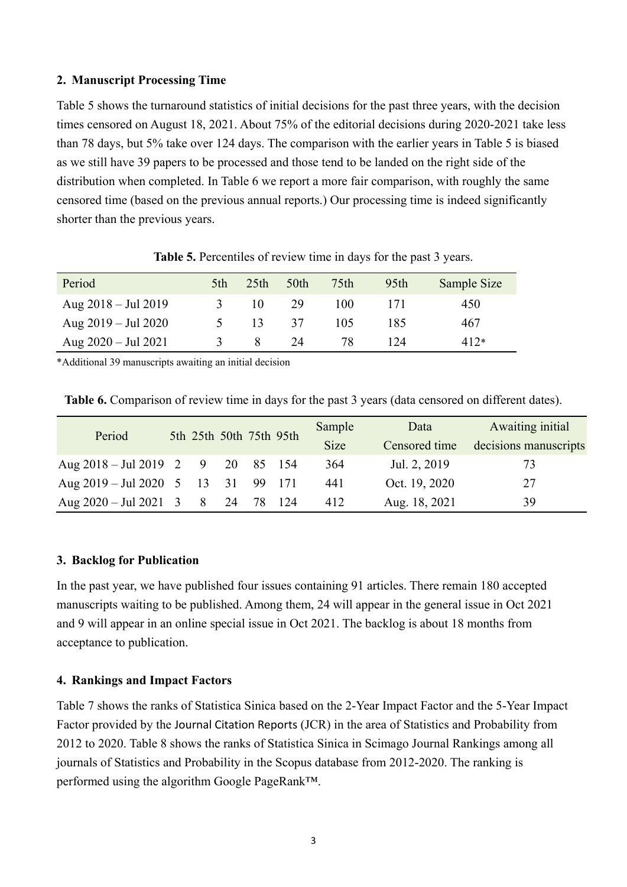## 2. Manuscript Processing Time

Table 5 shows the turnaround statistics of initial decisions for the past three years, with the decision times censored on August 18, 2021. About 75% of the editorial decisions during 2020-2021 take less than 78 days, but 5% take over 124 days. The comparison with the earlier years in Table 5 is biased as we still have 39 papers to be processed and those tend to be landed on the right side of the distribution when completed. In Table 6 we report a more fair comparison, with roughly the same censored time (based on the previous annual reports.) Our processing time is indeed significantly shorter than the previous years.

**Table 5.** Percentiles of review time in days for the past 3 years.

| Period | 5th | 25th | 50th | 75th | 95th | Sample Size |
|---|---|---|---|---|---|---|
| Aug 2018 – Jul 2019 | 3 | 10 | 29 | 100 | 171 | 450 |
| Aug 2019 – Jul 2020 | 5 | 13 | 37 | 105 | 185 | 467 |
| Aug 2020 – Jul 2021 | 3 | 8 | 24 | 78 | 124 | 412* |

*Additional 39 manuscripts awaiting an initial decision

**Table 6.** Comparison of review time in days for the past 3 years (data censored on different dates).

| Period | 5th | 25th | 50th | 75th | 95th | Sample Size | Data Censored time | Awaiting initial decisions manuscripts |
|---|---|---|---|---|---|---|---|---|
| Aug 2018 – Jul 2019 | 2 | 9 | 20 | 85 | 154 | 364 | Jul. 2, 2019 | 73 |
| Aug 2019 – Jul 2020 | 5 | 13 | 31 | 99 | 171 | 441 | Oct. 19, 2020 | 27 |
| Aug 2020 – Jul 2021 | 3 | 8 | 24 | 78 | 124 | 412 | Aug. 18, 2021 | 39 |

## 3. Backlog for Publication

In the past year, we have published four issues containing 91 articles. There remain 180 accepted manuscripts waiting to be published. Among them, 24 will appear in the general issue in Oct 2021 and 9 will appear in an online special issue in Oct 2021. The backlog is about 18 months from acceptance to publication.

## 4. Rankings and Impact Factors

Table 7 shows the ranks of Statistica Sinica based on the 2-Year Impact Factor and the 5-Year Impact Factor provided by the Journal Citation Reports (JCR) in the area of Statistics and Probability from 2012 to 2020. Table 8 shows the ranks of Statistica Sinica in Scimago Journal Rankings among all journals of Statistics and Probability in the Scopus database from 2012-2020. The ranking is performed using the algorithm Google PageRank™.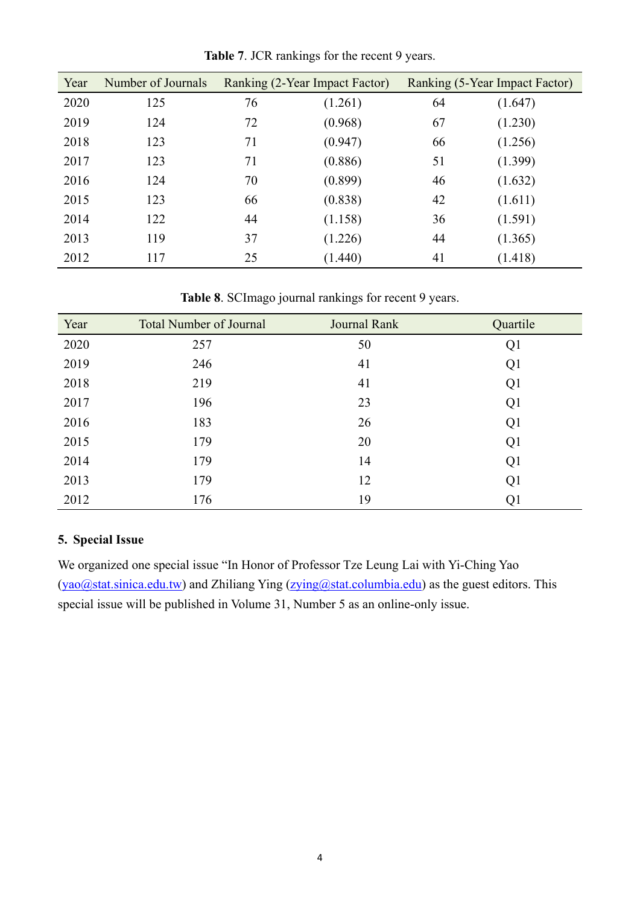**Table 7**. JCR rankings for the recent 9 years.

| Year | Number of Journals | Ranking (2-Year Impact Factor) | | Ranking (5-Year Impact Factor) | |
|---|---|---|---|---|---|
| 2020 | 125 | 76 | (1.261) | 64 | (1.647) |
| 2019 | 124 | 72 | (0.968) | 67 | (1.230) |
| 2018 | 123 | 71 | (0.947) | 66 | (1.256) |
| 2017 | 123 | 71 | (0.886) | 51 | (1.399) |
| 2016 | 124 | 70 | (0.899) | 46 | (1.632) |
| 2015 | 123 | 66 | (0.838) | 42 | (1.611) |
| 2014 | 122 | 44 | (1.158) | 36 | (1.591) |
| 2013 | 119 | 37 | (1.226) | 44 | (1.365) |
| 2012 | 117 | 25 | (1.440) | 41 | (1.418) |

**Table 8**. SCImago journal rankings for recent 9 years.

| Year | Total Number of Journal | Journal Rank | Quartile |
|---|---|---|---|
| 2020 | 257 | 50 | Q1 |
| 2019 | 246 | 41 | Q1 |
| 2018 | 219 | 41 | Q1 |
| 2017 | 196 | 23 | Q1 |
| 2016 | 183 | 26 | Q1 |
| 2015 | 179 | 20 | Q1 |
| 2014 | 179 | 14 | Q1 |
| 2013 | 179 | 12 | Q1 |
| 2012 | 176 | 19 | Q1 |

## 5. Special Issue

We organized one special issue "In Honor of Professor Tze Leung Lai with Yi-Ching Yao (yao@stat.sinica.edu.tw) and Zhiliang Ying (zying@stat.columbia.edu) as the guest editors. This special issue will be published in Volume 31, Number 5 as an online-only issue.